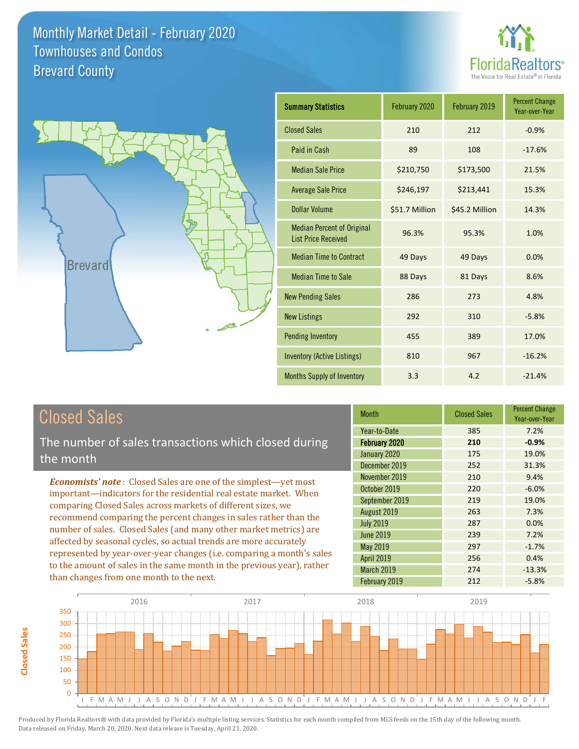# Monthly Market Detail - February 2020
## Townhouses and Condos
## Brevard County

FloridaRealtors® The Voice for Real Estate® in Florida

Brevard

| Summary Statistics | February 2020 | February 2019 | Percent Change Year-over-Year |
|---|---|---|---|
| Closed Sales | 210 | 212 | -0.9% |
| Paid in Cash | 89 | 108 | -17.6% |
| Median Sale Price | $210,750 | $173,500 | 21.5% |
| Average Sale Price | $246,197 | $213,441 | 15.3% |
| Dollar Volume | $51.7 Million | $45.2 Million | 14.3% |
| Median Percent of Original List Price Received | 96.3% | 95.3% | 1.0% |
| Median Time to Contract | 49 Days | 49 Days | 0.0% |
| Median Time to Sale | 88 Days | 81 Days | 8.6% |
| New Pending Sales | 286 | 273 | 4.8% |
| New Listings | 292 | 310 | -5.8% |
| Pending Inventory | 455 | 389 | 17.0% |
| Inventory (Active Listings) | 810 | 967 | -16.2% |
| Months Supply of Inventory | 3.3 | 4.2 | -21.4% |

## Closed Sales

The number of sales transactions which closed during the month

***Economists' note***: Closed Sales are one of the simplest—yet most important—indicators for the residential real estate market. When comparing Closed Sales across markets of different sizes, we recommend comparing the percent changes in sales rather than the number of sales. Closed Sales (and many other market metrics) are affected by seasonal cycles, so actual trends are more accurately represented by year-over-year changes (i.e. comparing a month's sales to the amount of sales in the same month in the previous year), rather than changes from one month to the next.

| Month | Closed Sales | Percent Change Year-over-Year |
|---|---|---|
| Year-to-Date | 385 | 7.2% |
| **February 2020** | **210** | **-0.9%** |
| January 2020 | 175 | 19.0% |
| December 2019 | 252 | 31.3% |
| November 2019 | 210 | 9.4% |
| October 2019 | 220 | -6.0% |
| September 2019 | 219 | 19.0% |
| August 2019 | 263 | 7.3% |
| July 2019 | 287 | 0.0% |
| June 2019 | 239 | 7.2% |
| May 2019 | 297 | -1.7% |
| April 2019 | 256 | 0.4% |
| March 2019 | 274 | -13.3% |
| February 2019 | 212 | -5.8% |

Produced by Florida Realtors® with data provided by Florida's multiple listing services. Statistics for each month compiled from MLS feeds on the 15th day of the following month. Data released on Friday, March 20, 2020. Next data release is Tuesday, April 21, 2020.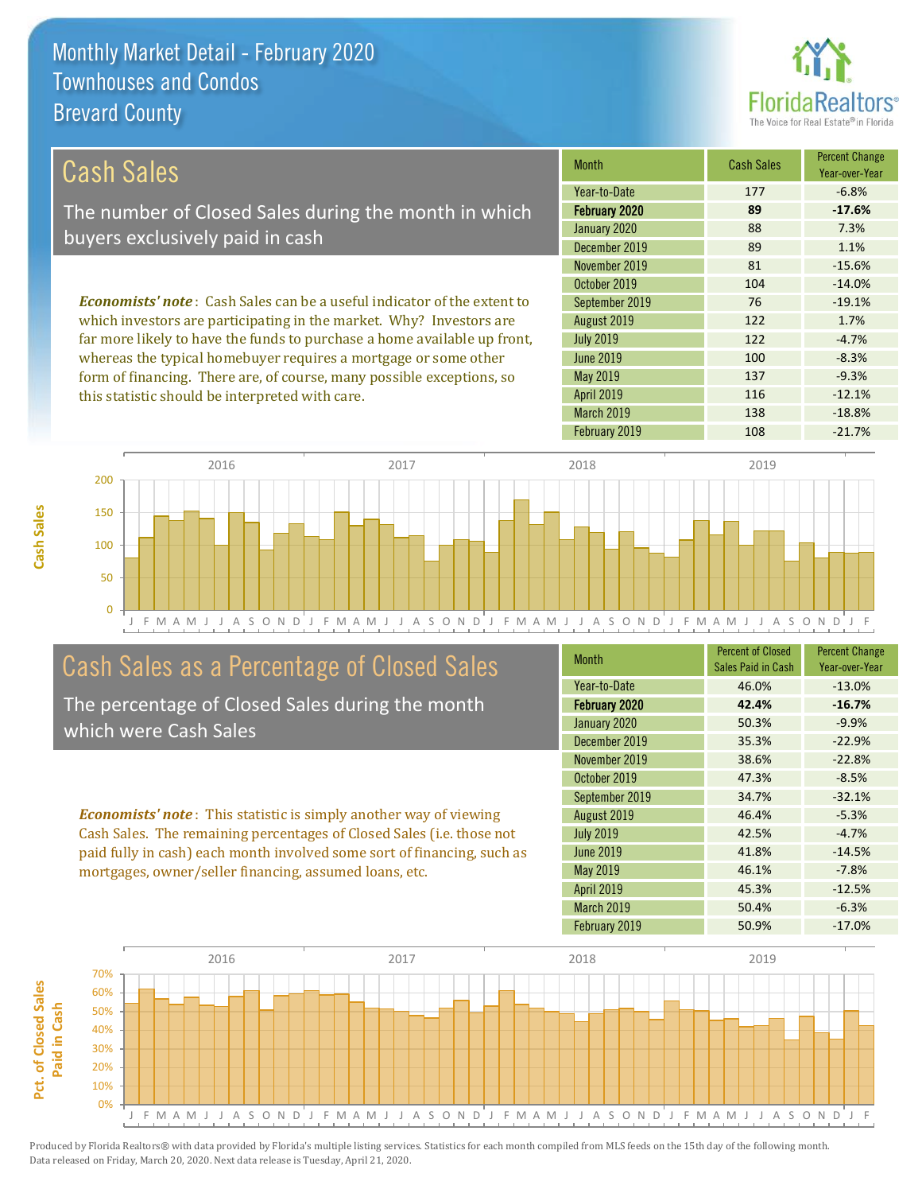# Monthly Market Detail - February 2020
## Townhouses and Condos
## Brevard County

## Cash Sales

The number of Closed Sales during the month in which buyers exclusively paid in cash

*Economists' note*: Cash Sales can be a useful indicator of the extent to which investors are participating in the market. Why? Investors are far more likely to have the funds to purchase a home available up front, whereas the typical homebuyer requires a mortgage or some other form of financing. There are, of course, many possible exceptions, so this statistic should be interpreted with care.

| Month | Cash Sales | Percent Change Year-over-Year |
|---|---|---|
| Year-to-Date | 177 | -6.8% |
| **February 2020** | **89** | **-17.6%** |
| January 2020 | 88 | 7.3% |
| December 2019 | 89 | 1.1% |
| November 2019 | 81 | -15.6% |
| October 2019 | 104 | -14.0% |
| September 2019 | 76 | -19.1% |
| August 2019 | 122 | 1.7% |
| July 2019 | 122 | -4.7% |
| June 2019 | 100 | -8.3% |
| May 2019 | 137 | -9.3% |
| April 2019 | 116 | -12.1% |
| March 2019 | 138 | -18.8% |
| February 2019 | 108 | -21.7% |

## Cash Sales as a Percentage of Closed Sales

The percentage of Closed Sales during the month which were Cash Sales

*Economists' note*: This statistic is simply another way of viewing Cash Sales. The remaining percentages of Closed Sales (i.e. those not paid fully in cash) each month involved some sort of financing, such as mortgages, owner/seller financing, assumed loans, etc.

| Month | Percent of Closed Sales Paid in Cash | Percent Change Year-over-Year |
|---|---|---|
| Year-to-Date | 46.0% | -13.0% |
| **February 2020** | **42.4%** | **-16.7%** |
| January 2020 | 50.3% | -9.9% |
| December 2019 | 35.3% | -22.9% |
| November 2019 | 38.6% | -22.8% |
| October 2019 | 47.3% | -8.5% |
| September 2019 | 34.7% | -32.1% |
| August 2019 | 46.4% | -5.3% |
| July 2019 | 42.5% | -4.7% |
| June 2019 | 41.8% | -14.5% |
| May 2019 | 46.1% | -7.8% |
| April 2019 | 45.3% | -12.5% |
| March 2019 | 50.4% | -6.3% |
| February 2019 | 50.9% | -17.0% |

Produced by Florida Realtors® with data provided by Florida's multiple listing services. Statistics for each month compiled from MLS feeds on the 15th day of the following month. Data released on Friday, March 20, 2020. Next data release is Tuesday, April 21, 2020.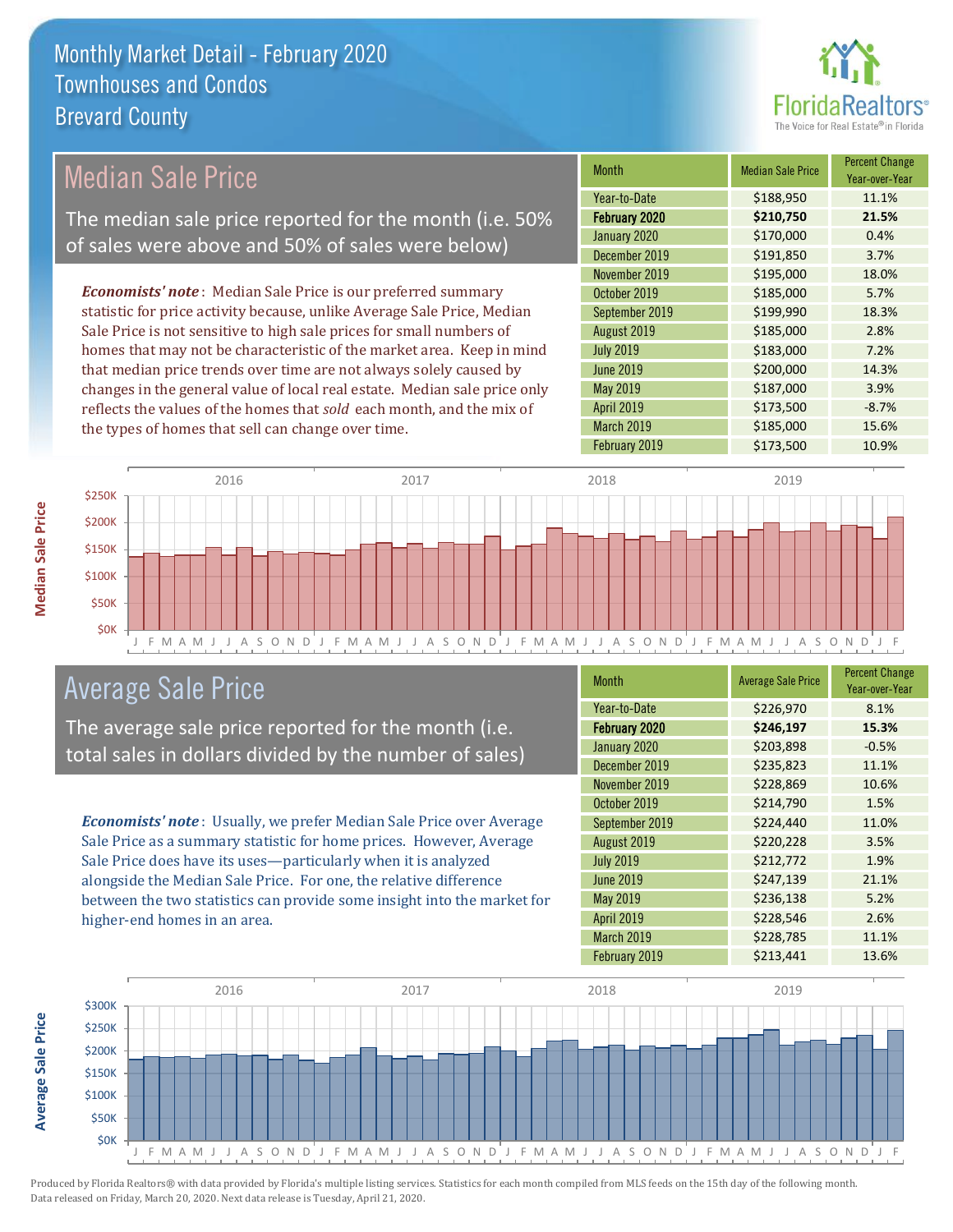# Monthly Market Detail - February 2020
## Townhouses and Condos
## Brevard County

## Median Sale Price

The median sale price reported for the month (i.e. 50% of sales were above and 50% of sales were below)

*Economists' note*: Median Sale Price is our preferred summary statistic for price activity because, unlike Average Sale Price, Median Sale Price is not sensitive to high sale prices for small numbers of homes that may not be characteristic of the market area. Keep in mind that median price trends over time are not always solely caused by changes in the general value of local real estate. Median sale price only reflects the values of the homes that *sold* each month, and the mix of the types of homes that sell can change over time.

| Month | Median Sale Price | Percent Change Year-over-Year |
|---|---|---|
| Year-to-Date | $188,950 | 11.1% |
| **February 2020** | **$210,750** | **21.5%** |
| January 2020 | $170,000 | 0.4% |
| December 2019 | $191,850 | 3.7% |
| November 2019 | $195,000 | 18.0% |
| October 2019 | $185,000 | 5.7% |
| September 2019 | $199,990 | 18.3% |
| August 2019 | $185,000 | 2.8% |
| July 2019 | $183,000 | 7.2% |
| June 2019 | $200,000 | 14.3% |
| May 2019 | $187,000 | 3.9% |
| April 2019 | $173,500 | -8.7% |
| March 2019 | $185,000 | 15.6% |
| February 2019 | $173,500 | 10.9% |

## Average Sale Price

The average sale price reported for the month (i.e. total sales in dollars divided by the number of sales)

*Economists' note*: Usually, we prefer Median Sale Price over Average Sale Price as a summary statistic for home prices. However, Average Sale Price does have its uses—particularly when it is analyzed alongside the Median Sale Price. For one, the relative difference between the two statistics can provide some insight into the market for higher-end homes in an area.

| Month | Average Sale Price | Percent Change Year-over-Year |
|---|---|---|
| Year-to-Date | $226,970 | 8.1% |
| **February 2020** | **$246,197** | **15.3%** |
| January 2020 | $203,898 | -0.5% |
| December 2019 | $235,823 | 11.1% |
| November 2019 | $228,869 | 10.6% |
| October 2019 | $214,790 | 1.5% |
| September 2019 | $224,440 | 11.0% |
| August 2019 | $220,228 | 3.5% |
| July 2019 | $212,772 | 1.9% |
| June 2019 | $247,139 | 21.1% |
| May 2019 | $236,138 | 5.2% |
| April 2019 | $228,546 | 2.6% |
| March 2019 | $228,785 | 11.1% |
| February 2019 | $213,441 | 13.6% |

Produced by Florida Realtors® with data provided by Florida's multiple listing services. Statistics for each month compiled from MLS feeds on the 15th day of the following month. Data released on Friday, March 20, 2020. Next data release is Tuesday, April 21, 2020.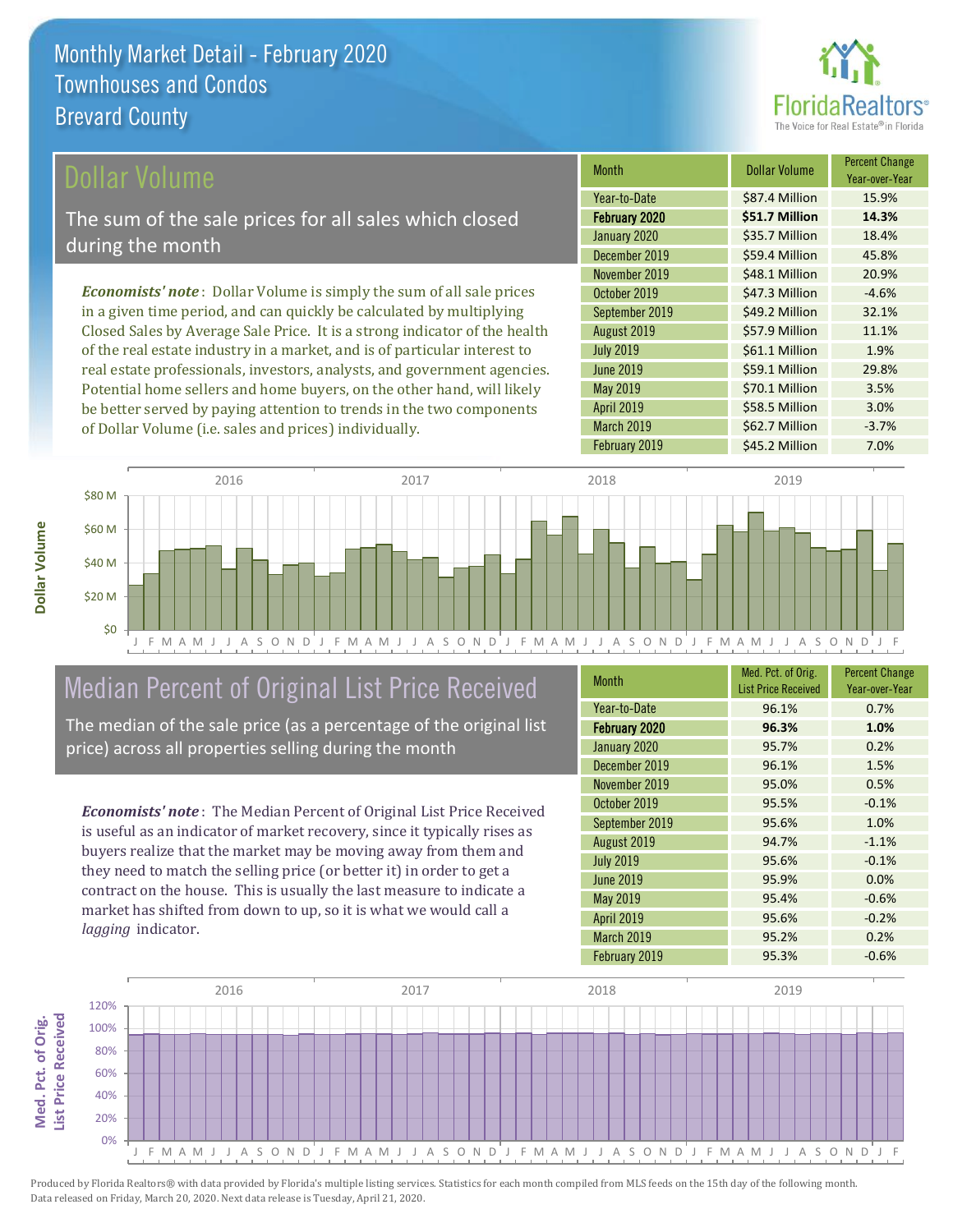# Monthly Market Detail - February 2020
## Townhouses and Condos
## Brevard County

## Dollar Volume

The sum of the sale prices for all sales which closed during the month

***Economists' note***: Dollar Volume is simply the sum of all sale prices in a given time period, and can quickly be calculated by multiplying Closed Sales by Average Sale Price. It is a strong indicator of the health of the real estate industry in a market, and is of particular interest to real estate professionals, investors, analysts, and government agencies. Potential home sellers and home buyers, on the other hand, will likely be better served by paying attention to trends in the two components of Dollar Volume (i.e. sales and prices) individually.

| Month | Dollar Volume | Percent Change Year-over-Year |
|---|---|---|
| Year-to-Date | $87.4 Million | 15.9% |
| **February 2020** | **$51.7 Million** | **14.3%** |
| January 2020 | $35.7 Million | 18.4% |
| December 2019 | $59.4 Million | 45.8% |
| November 2019 | $48.1 Million | 20.9% |
| October 2019 | $47.3 Million | -4.6% |
| September 2019 | $49.2 Million | 32.1% |
| August 2019 | $57.9 Million | 11.1% |
| July 2019 | $61.1 Million | 1.9% |
| June 2019 | $59.1 Million | 29.8% |
| May 2019 | $70.1 Million | 3.5% |
| April 2019 | $58.5 Million | 3.0% |
| March 2019 | $62.7 Million | -3.7% |
| February 2019 | $45.2 Million | 7.0% |

## Median Percent of Original List Price Received

The median of the sale price (as a percentage of the original list price) across all properties selling during the month

***Economists' note***: The Median Percent of Original List Price Received is useful as an indicator of market recovery, since it typically rises as buyers realize that the market may be moving away from them and they need to match the selling price (or better it) in order to get a contract on the house. This is usually the last measure to indicate a market has shifted from down to up, so it is what we would call a *lagging* indicator.

| Month | Med. Pct. of Orig. List Price Received | Percent Change Year-over-Year |
|---|---|---|
| Year-to-Date | 96.1% | 0.7% |
| **February 2020** | **96.3%** | **1.0%** |
| January 2020 | 95.7% | 0.2% |
| December 2019 | 96.1% | 1.5% |
| November 2019 | 95.0% | 0.5% |
| October 2019 | 95.5% | -0.1% |
| September 2019 | 95.6% | 1.0% |
| August 2019 | 94.7% | -1.1% |
| July 2019 | 95.6% | -0.1% |
| June 2019 | 95.9% | 0.0% |
| May 2019 | 95.4% | -0.6% |
| April 2019 | 95.6% | -0.2% |
| March 2019 | 95.2% | 0.2% |
| February 2019 | 95.3% | -0.6% |

Produced by Florida Realtors® with data provided by Florida's multiple listing services. Statistics for each month compiled from MLS feeds on the 15th day of the following month. Data released on Friday, March 20, 2020. Next data release is Tuesday, April 21, 2020.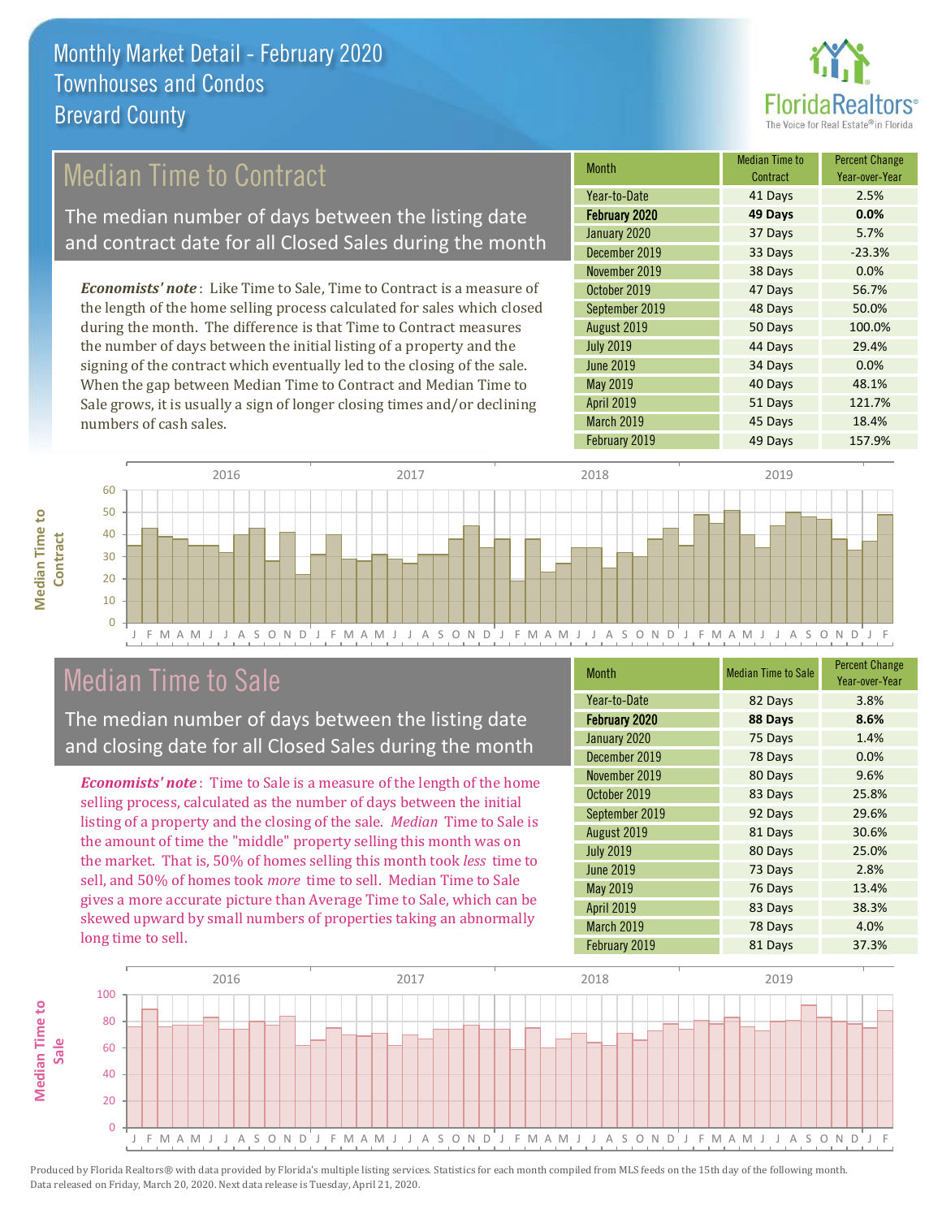# Monthly Market Detail - February 2020
## Townhouses and Condos
## Brevard County

## Median Time to Contract

The median number of days between the listing date and contract date for all Closed Sales during the month

*Economists' note*: Like Time to Sale, Time to Contract is a measure of the length of the home selling process calculated for sales which closed during the month. The difference is that Time to Contract measures the number of days between the initial listing of a property and the signing of the contract which eventually led to the closing of the sale. When the gap between Median Time to Contract and Median Time to Sale grows, it is usually a sign of longer closing times and/or declining numbers of cash sales.

| Month | Median Time to Contract | Percent Change Year-over-Year |
|---|---|---|
| Year-to-Date | 41 Days | 2.5% |
| **February 2020** | **49 Days** | **0.0%** |
| January 2020 | 37 Days | 5.7% |
| December 2019 | 33 Days | -23.3% |
| November 2019 | 38 Days | 0.0% |
| October 2019 | 47 Days | 56.7% |
| September 2019 | 48 Days | 50.0% |
| August 2019 | 50 Days | 100.0% |
| July 2019 | 44 Days | 29.4% |
| June 2019 | 34 Days | 0.0% |
| May 2019 | 40 Days | 48.1% |
| April 2019 | 51 Days | 121.7% |
| March 2019 | 45 Days | 18.4% |
| February 2019 | 49 Days | 157.9% |

## Median Time to Sale

The median number of days between the listing date and closing date for all Closed Sales during the month

*Economists' note*: Time to Sale is a measure of the length of the home selling process, calculated as the number of days between the initial listing of a property and the closing of the sale. *Median* Time to Sale is the amount of time the "middle" property selling this month was on the market. That is, 50% of homes selling this month took *less* time to sell, and 50% of homes took *more* time to sell. Median Time to Sale gives a more accurate picture than Average Time to Sale, which can be skewed upward by small numbers of properties taking an abnormally long time to sell.

| Month | Median Time to Sale | Percent Change Year-over-Year |
|---|---|---|
| Year-to-Date | 82 Days | 3.8% |
| **February 2020** | **88 Days** | **8.6%** |
| January 2020 | 75 Days | 1.4% |
| December 2019 | 78 Days | 0.0% |
| November 2019 | 80 Days | 9.6% |
| October 2019 | 83 Days | 25.8% |
| September 2019 | 92 Days | 29.6% |
| August 2019 | 81 Days | 30.6% |
| July 2019 | 80 Days | 25.0% |
| June 2019 | 73 Days | 2.8% |
| May 2019 | 76 Days | 13.4% |
| April 2019 | 83 Days | 38.3% |
| March 2019 | 78 Days | 4.0% |
| February 2019 | 81 Days | 37.3% |

Produced by Florida Realtors® with data provided by Florida's multiple listing services. Statistics for each month compiled from MLS feeds on the 15th day of the following month. Data released on Friday, March 20, 2020. Next data release is Tuesday, April 21, 2020.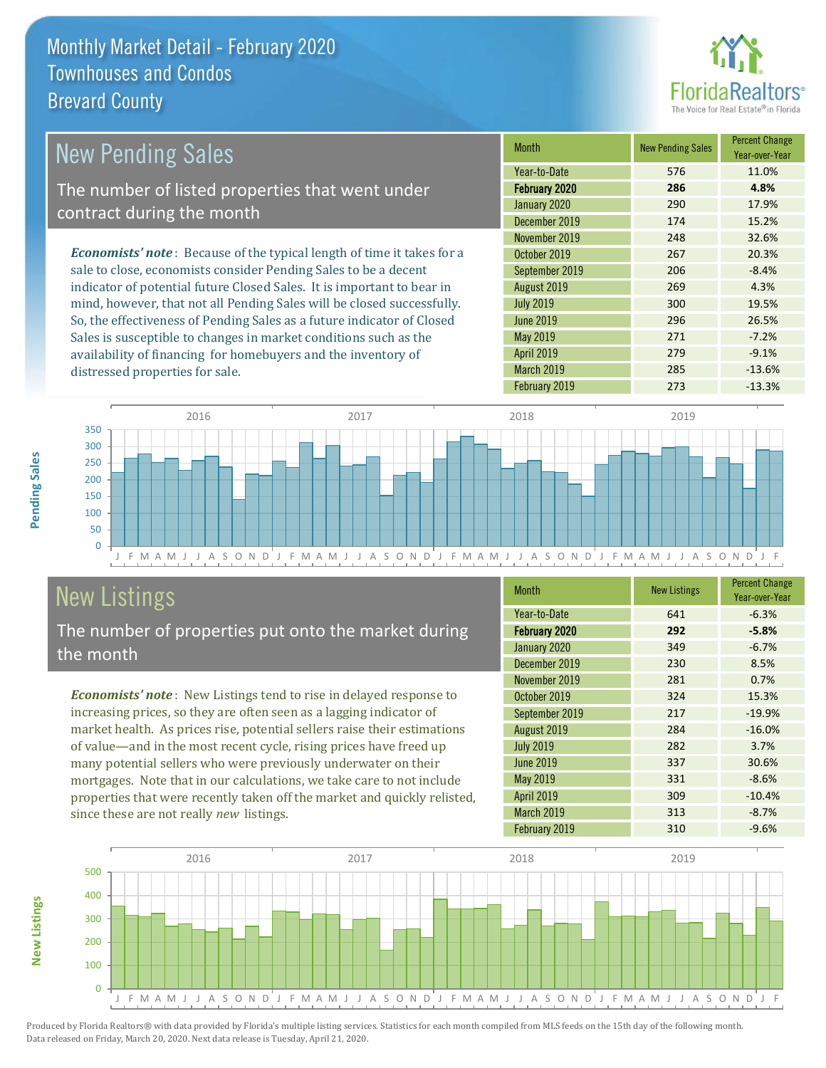# Monthly Market Detail - February 2020
## Townhouses and Condos
## Brevard County

## New Pending Sales

The number of listed properties that went under contract during the month

*Economists' note*: Because of the typical length of time it takes for a sale to close, economists consider Pending Sales to be a decent indicator of potential future Closed Sales. It is important to bear in mind, however, that not all Pending Sales will be closed successfully. So, the effectiveness of Pending Sales as a future indicator of Closed Sales is susceptible to changes in market conditions such as the availability of financing for homebuyers and the inventory of distressed properties for sale.

| Month | New Pending Sales | Percent Change Year-over-Year |
|---|---|---|
| Year-to-Date | 576 | 11.0% |
| **February 2020** | **286** | **4.8%** |
| January 2020 | 290 | 17.9% |
| December 2019 | 174 | 15.2% |
| November 2019 | 248 | 32.6% |
| October 2019 | 267 | 20.3% |
| September 2019 | 206 | -8.4% |
| August 2019 | 269 | 4.3% |
| July 2019 | 300 | 19.5% |
| June 2019 | 296 | 26.5% |
| May 2019 | 271 | -7.2% |
| April 2019 | 279 | -9.1% |
| March 2019 | 285 | -13.6% |
| February 2019 | 273 | -13.3% |

## New Listings

The number of properties put onto the market during the month

*Economists' note*: New Listings tend to rise in delayed response to increasing prices, so they are often seen as a lagging indicator of market health. As prices rise, potential sellers raise their estimations of value—and in the most recent cycle, rising prices have freed up many potential sellers who were previously underwater on their mortgages. Note that in our calculations, we take care to not include properties that were recently taken off the market and quickly relisted, since these are not really *new* listings.

| Month | New Listings | Percent Change Year-over-Year |
|---|---|---|
| Year-to-Date | 641 | -6.3% |
| **February 2020** | **292** | **-5.8%** |
| January 2020 | 349 | -6.7% |
| December 2019 | 230 | 8.5% |
| November 2019 | 281 | 0.7% |
| October 2019 | 324 | 15.3% |
| September 2019 | 217 | -19.9% |
| August 2019 | 284 | -16.0% |
| July 2019 | 282 | 3.7% |
| June 2019 | 337 | 30.6% |
| May 2019 | 331 | -8.6% |
| April 2019 | 309 | -10.4% |
| March 2019 | 313 | -8.7% |
| February 2019 | 310 | -9.6% |

Produced by Florida Realtors® with data provided by Florida's multiple listing services. Statistics for each month compiled from MLS feeds on the 15th day of the following month. Data released on Friday, March 20, 2020. Next data release is Tuesday, April 21, 2020.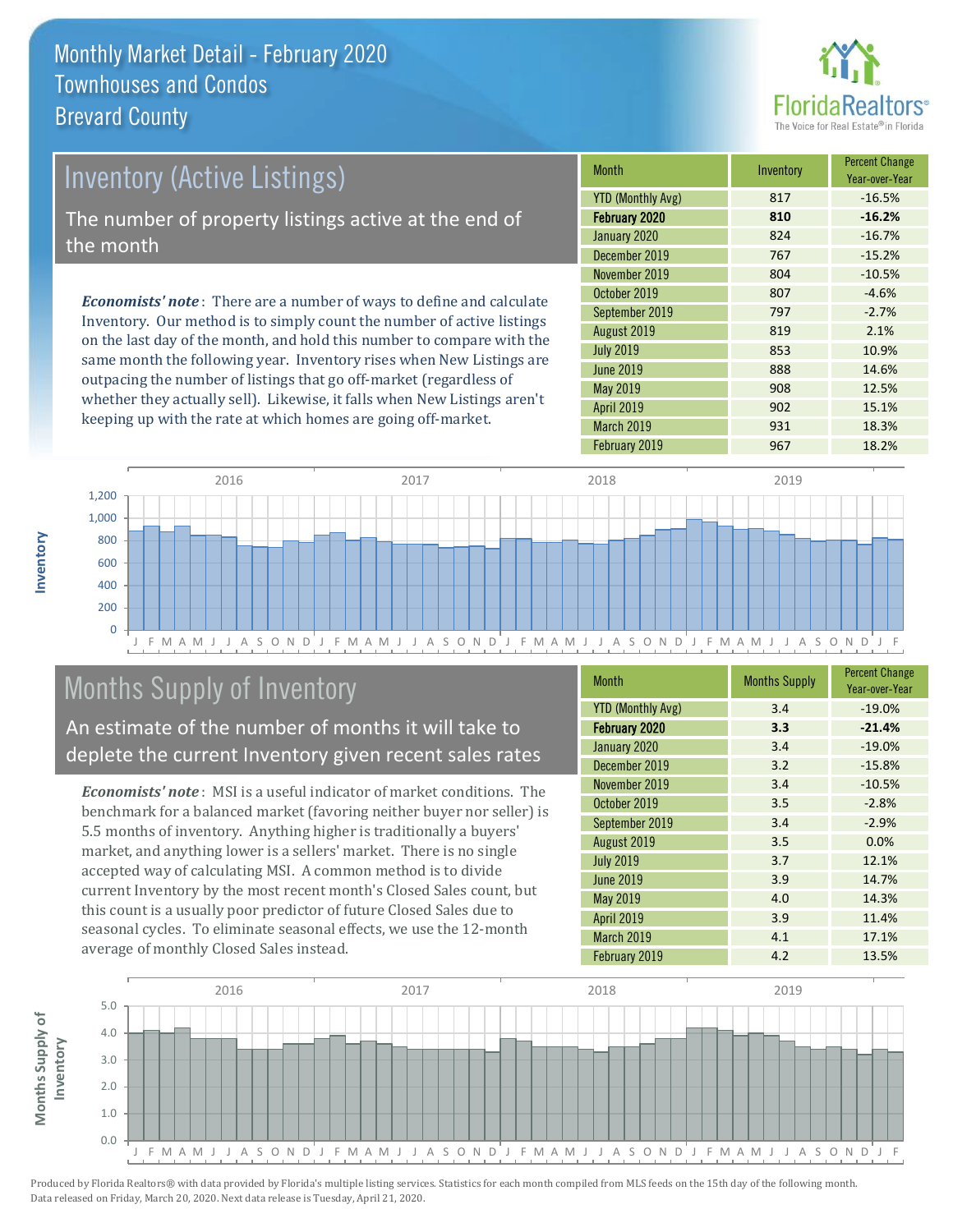# Monthly Market Detail - February 2020
## Townhouses and Condos
## Brevard County

## Inventory (Active Listings)

The number of property listings active at the end of the month

***Economists' note***: There are a number of ways to define and calculate Inventory. Our method is to simply count the number of active listings on the last day of the month, and hold this number to compare with the same month the following year. Inventory rises when New Listings are outpacing the number of listings that go off-market (regardless of whether they actually sell). Likewise, it falls when New Listings aren't keeping up with the rate at which homes are going off-market.

| Month | Inventory | Percent Change Year-over-Year |
|---|---|---|
| YTD (Monthly Avg) | 817 | -16.5% |
| **February 2020** | **810** | **-16.2%** |
| January 2020 | 824 | -16.7% |
| December 2019 | 767 | -15.2% |
| November 2019 | 804 | -10.5% |
| October 2019 | 807 | -4.6% |
| September 2019 | 797 | -2.7% |
| August 2019 | 819 | 2.1% |
| July 2019 | 853 | 10.9% |
| June 2019 | 888 | 14.6% |
| May 2019 | 908 | 12.5% |
| April 2019 | 902 | 15.1% |
| March 2019 | 931 | 18.3% |
| February 2019 | 967 | 18.2% |

## Months Supply of Inventory

An estimate of the number of months it will take to deplete the current Inventory given recent sales rates

***Economists' note***: MSI is a useful indicator of market conditions. The benchmark for a balanced market (favoring neither buyer nor seller) is 5.5 months of inventory. Anything higher is traditionally a buyers' market, and anything lower is a sellers' market. There is no single accepted way of calculating MSI. A common method is to divide current Inventory by the most recent month's Closed Sales count, but this count is a usually poor predictor of future Closed Sales due to seasonal cycles. To eliminate seasonal effects, we use the 12-month average of monthly Closed Sales instead.

| Month | Months Supply | Percent Change Year-over-Year |
|---|---|---|
| YTD (Monthly Avg) | 3.4 | -19.0% |
| **February 2020** | **3.3** | **-21.4%** |
| January 2020 | 3.4 | -19.0% |
| December 2019 | 3.2 | -15.8% |
| November 2019 | 3.4 | -10.5% |
| October 2019 | 3.5 | -2.8% |
| September 2019 | 3.4 | -2.9% |
| August 2019 | 3.5 | 0.0% |
| July 2019 | 3.7 | 12.1% |
| June 2019 | 3.9 | 14.7% |
| May 2019 | 4.0 | 14.3% |
| April 2019 | 3.9 | 11.4% |
| March 2019 | 4.1 | 17.1% |
| February 2019 | 4.2 | 13.5% |

Produced by Florida Realtors® with data provided by Florida's multiple listing services. Statistics for each month compiled from MLS feeds on the 15th day of the following month. Data released on Friday, March 20, 2020. Next data release is Tuesday, April 21, 2020.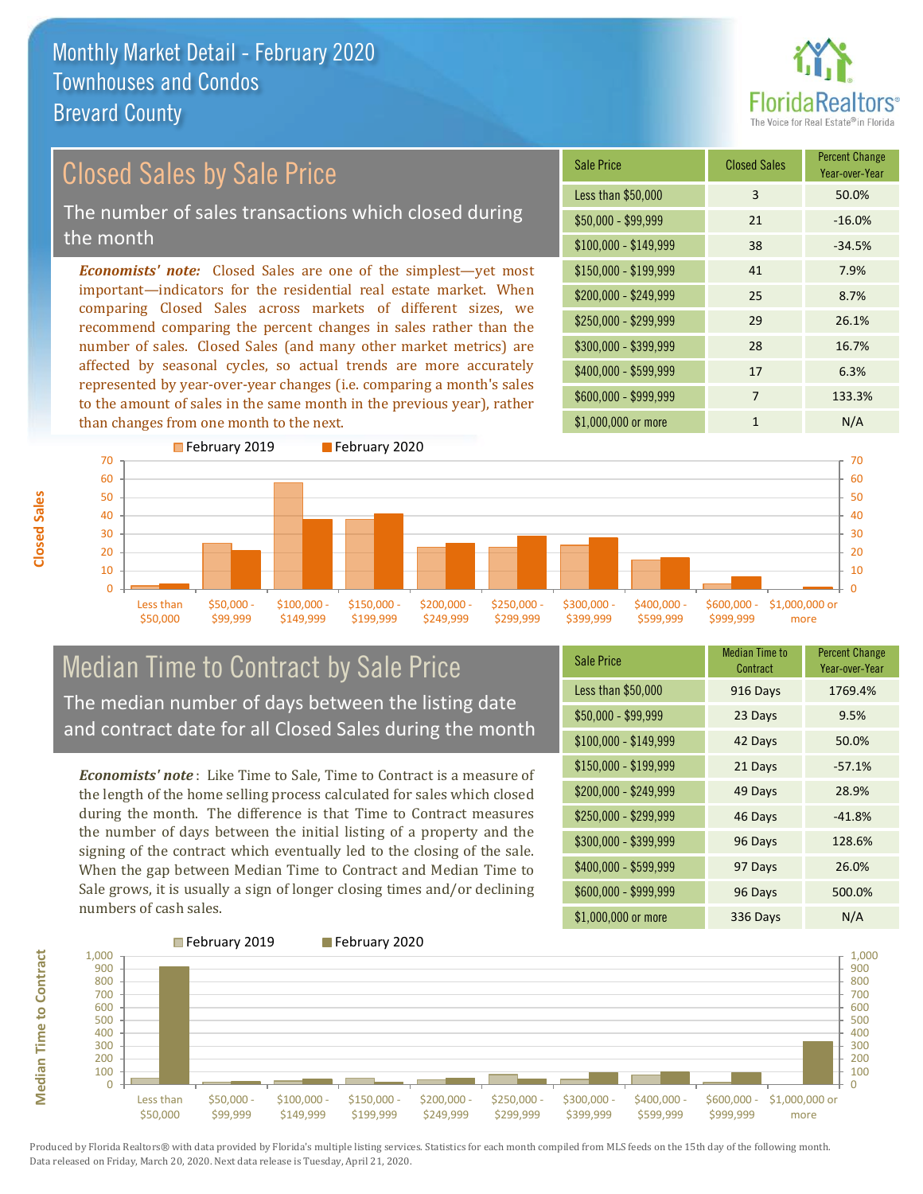# Monthly Market Detail - February 2020
## Townhouses and Condos
## Brevard County

## Closed Sales by Sale Price

The number of sales transactions which closed during the month

*Economists' note:* Closed Sales are one of the simplest—yet most important—indicators for the residential real estate market. When comparing Closed Sales across markets of different sizes, we recommend comparing the percent changes in sales rather than the number of sales. Closed Sales (and many other market metrics) are affected by seasonal cycles, so actual trends are more accurately represented by year-over-year changes (i.e. comparing a month's sales to the amount of sales in the same month in the previous year), rather than changes from one month to the next.

| Sale Price | Closed Sales | Percent Change Year-over-Year |
|---|---|---|
| Less than $50,000 | 3 | 50.0% |
| $50,000 - $99,999 | 21 | -16.0% |
| $100,000 - $149,999 | 38 | -34.5% |
| $150,000 - $199,999 | 41 | 7.9% |
| $200,000 - $249,999 | 25 | 8.7% |
| $250,000 - $299,999 | 29 | 26.1% |
| $300,000 - $399,999 | 28 | 16.7% |
| $400,000 - $599,999 | 17 | 6.3% |
| $600,000 - $999,999 | 7 | 133.3% |
| $1,000,000 or more | 1 | N/A |

## Median Time to Contract by Sale Price

The median number of days between the listing date and contract date for all Closed Sales during the month

*Economists' note*: Like Time to Sale, Time to Contract is a measure of the length of the home selling process calculated for sales which closed during the month. The difference is that Time to Contract measures the number of days between the initial listing of a property and the signing of the contract which eventually led to the closing of the sale. When the gap between Median Time to Contract and Median Time to Sale grows, it is usually a sign of longer closing times and/or declining numbers of cash sales.

| Sale Price | Median Time to Contract | Percent Change Year-over-Year |
|---|---|---|
| Less than $50,000 | 916 Days | 1769.4% |
| $50,000 - $99,999 | 23 Days | 9.5% |
| $100,000 - $149,999 | 42 Days | 50.0% |
| $150,000 - $199,999 | 21 Days | -57.1% |
| $200,000 - $249,999 | 49 Days | 28.9% |
| $250,000 - $299,999 | 46 Days | -41.8% |
| $300,000 - $399,999 | 96 Days | 128.6% |
| $400,000 - $599,999 | 97 Days | 26.0% |
| $600,000 - $999,999 | 96 Days | 500.0% |
| $1,000,000 or more | 336 Days | N/A |

Produced by Florida Realtors® with data provided by Florida's multiple listing services. Statistics for each month compiled from MLS feeds on the 15th day of the following month. Data released on Friday, March 20, 2020. Next data release is Tuesday, April 21, 2020.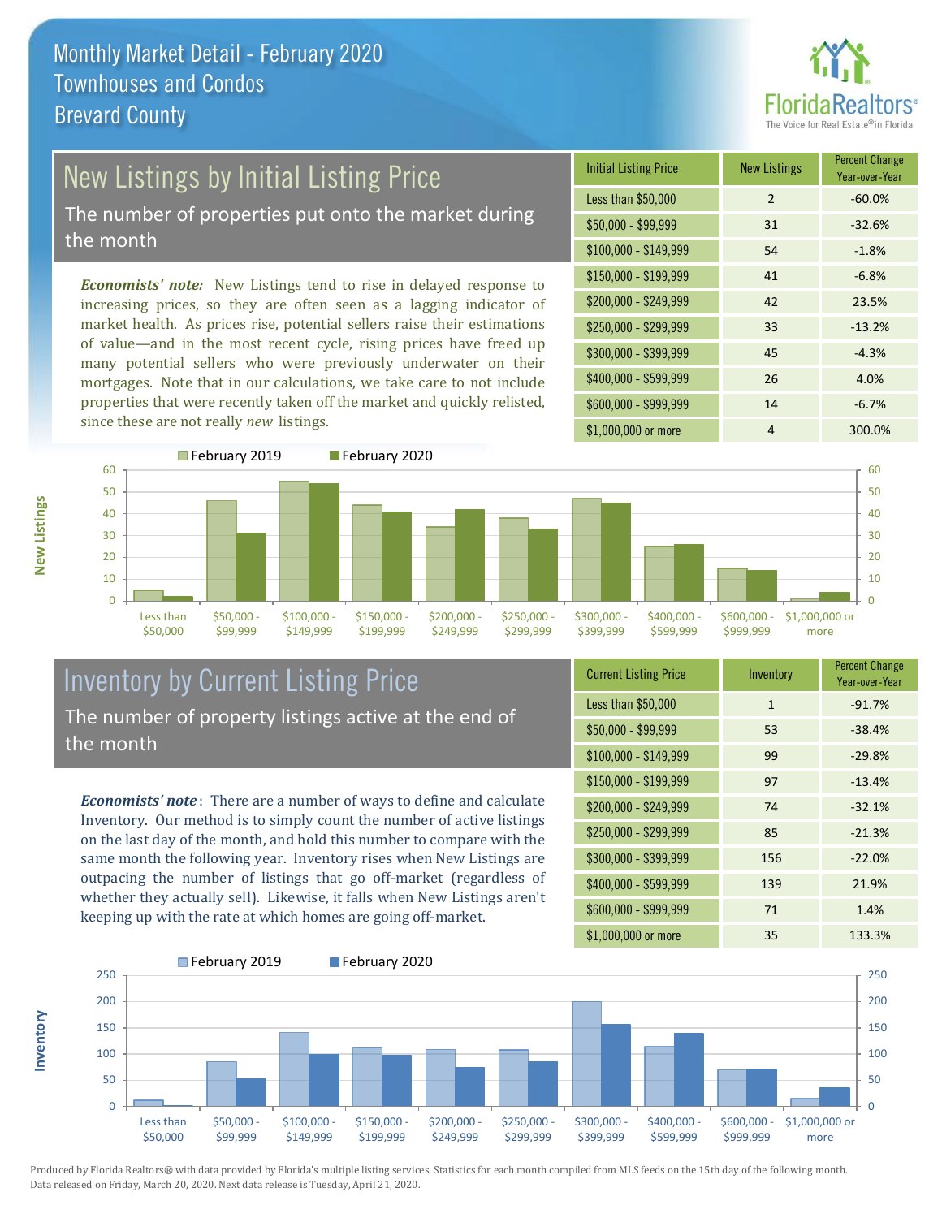# Monthly Market Detail - February 2020
## Townhouses and Condos
## Brevard County

## New Listings by Initial Listing Price

The number of properties put onto the market during the month

*Economists' note:* New Listings tend to rise in delayed response to increasing prices, so they are often seen as a lagging indicator of market health. As prices rise, potential sellers raise their estimations of value—and in the most recent cycle, rising prices have freed up many potential sellers who were previously underwater on their mortgages. Note that in our calculations, we take care to not include properties that were recently taken off the market and quickly relisted, since these are not really *new* listings.

| Initial Listing Price | New Listings | Percent Change Year-over-Year |
|---|---|---|
| Less than $50,000 | 2 | -60.0% |
| $50,000 - $99,999 | 31 | -32.6% |
| $100,000 - $149,999 | 54 | -1.8% |
| $150,000 - $199,999 | 41 | -6.8% |
| $200,000 - $249,999 | 42 | 23.5% |
| $250,000 - $299,999 | 33 | -13.2% |
| $300,000 - $399,999 | 45 | -4.3% |
| $400,000 - $599,999 | 26 | 4.0% |
| $600,000 - $999,999 | 14 | -6.7% |
| $1,000,000 or more | 4 | 300.0% |

## Inventory by Current Listing Price

The number of property listings active at the end of the month

*Economists' note*: There are a number of ways to define and calculate Inventory. Our method is to simply count the number of active listings on the last day of the month, and hold this number to compare with the same month the following year. Inventory rises when New Listings are outpacing the number of listings that go off-market (regardless of whether they actually sell). Likewise, it falls when New Listings aren't keeping up with the rate at which homes are going off-market.

| Current Listing Price | Inventory | Percent Change Year-over-Year |
|---|---|---|
| Less than $50,000 | 1 | -91.7% |
| $50,000 - $99,999 | 53 | -38.4% |
| $100,000 - $149,999 | 99 | -29.8% |
| $150,000 - $199,999 | 97 | -13.4% |
| $200,000 - $249,999 | 74 | -32.1% |
| $250,000 - $299,999 | 85 | -21.3% |
| $300,000 - $399,999 | 156 | -22.0% |
| $400,000 - $599,999 | 139 | 21.9% |
| $600,000 - $999,999 | 71 | 1.4% |
| $1,000,000 or more | 35 | 133.3% |

Produced by Florida Realtors® with data provided by Florida's multiple listing services. Statistics for each month compiled from MLS feeds on the 15th day of the following month. Data released on Friday, March 20, 2020. Next data release is Tuesday, April 21, 2020.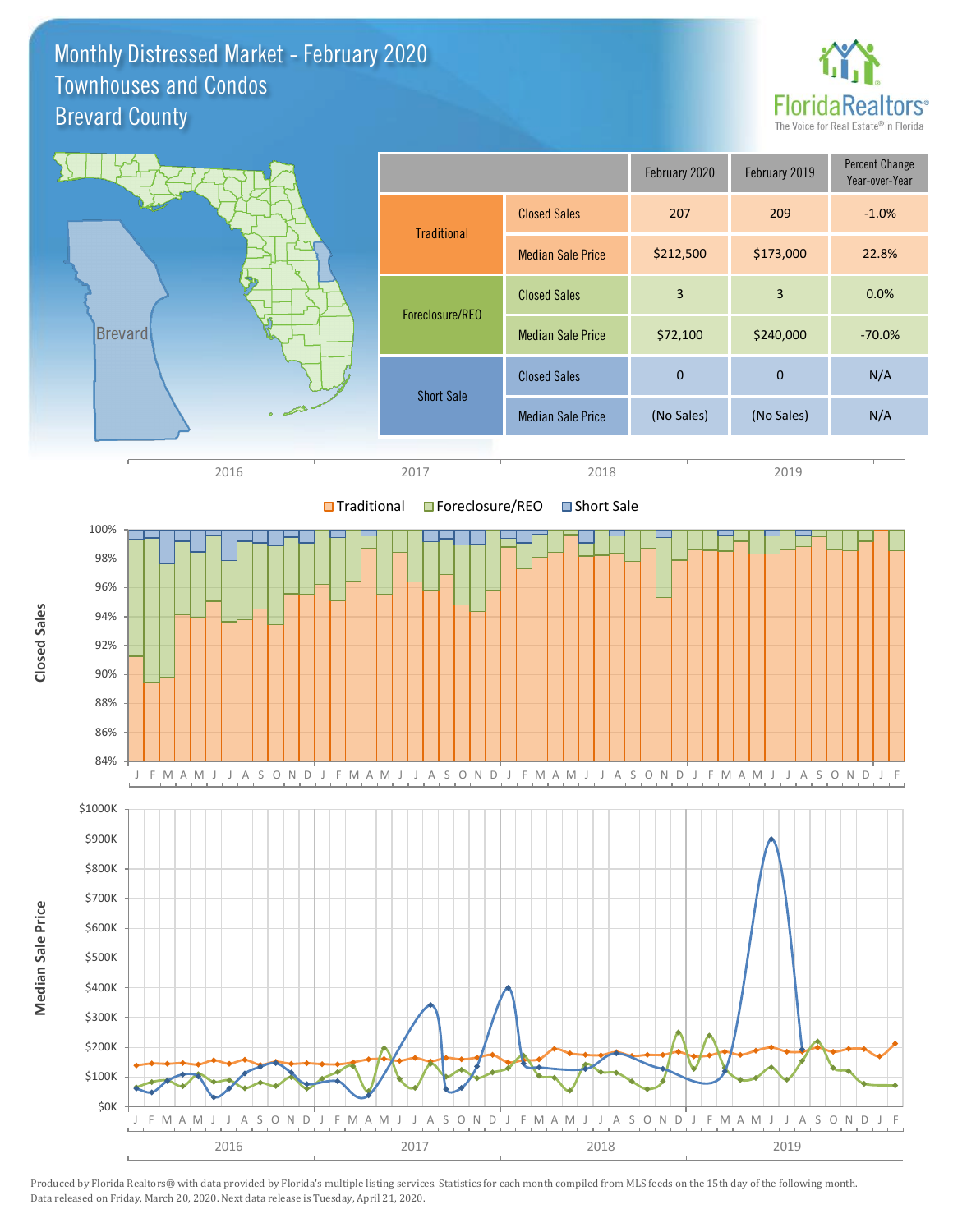# Monthly Distressed Market - February 2020
## Townhouses and Condos
## Brevard County

FloridaRealtors®
The Voice for Real Estate® in Florida

Brevard County

| | | February 2020 | February 2019 | Percent Change Year-over-Year |
|---|---|---|---|---|
| Traditional | Closed Sales | 207 | 209 | -1.0% |
| | Median Sale Price | $212,500 | $173,000 | 22.8% |
| Foreclosure/REO | Closed Sales | 3 | 3 | 0.0% |
| | Median Sale Price | $72,100 | $240,000 | -70.0% |
| Short Sale | Closed Sales | 0 | 0 | N/A |
| | Median Sale Price | (No Sales) | (No Sales) | N/A |

2016 2017 2018 2019

Traditional Foreclosure/REO Short Sale

Closed Sales

100% 98% 96% 94% 92% 90% 88% 86% 84%

J F M A M J J A S O N D J F M A M J J A S O N D J F M A M J J A S O N D J F M A M J J A S O N D J F

Median Sale Price

$1000K $900K $800K $700K $600K $500K $400K $300K $200K $100K $0K

J F M A M J J A S O N D J F M A M J J A S O N D J F M A M J J A S O N D J F M A M J J A S O N D J F

2016 2017 2018 2019

Produced by Florida Realtors® with data provided by Florida's multiple listing services. Statistics for each month compiled from MLS feeds on the 15th day of the following month. Data released on Friday, March 20, 2020. Next data release is Tuesday, April 21, 2020.